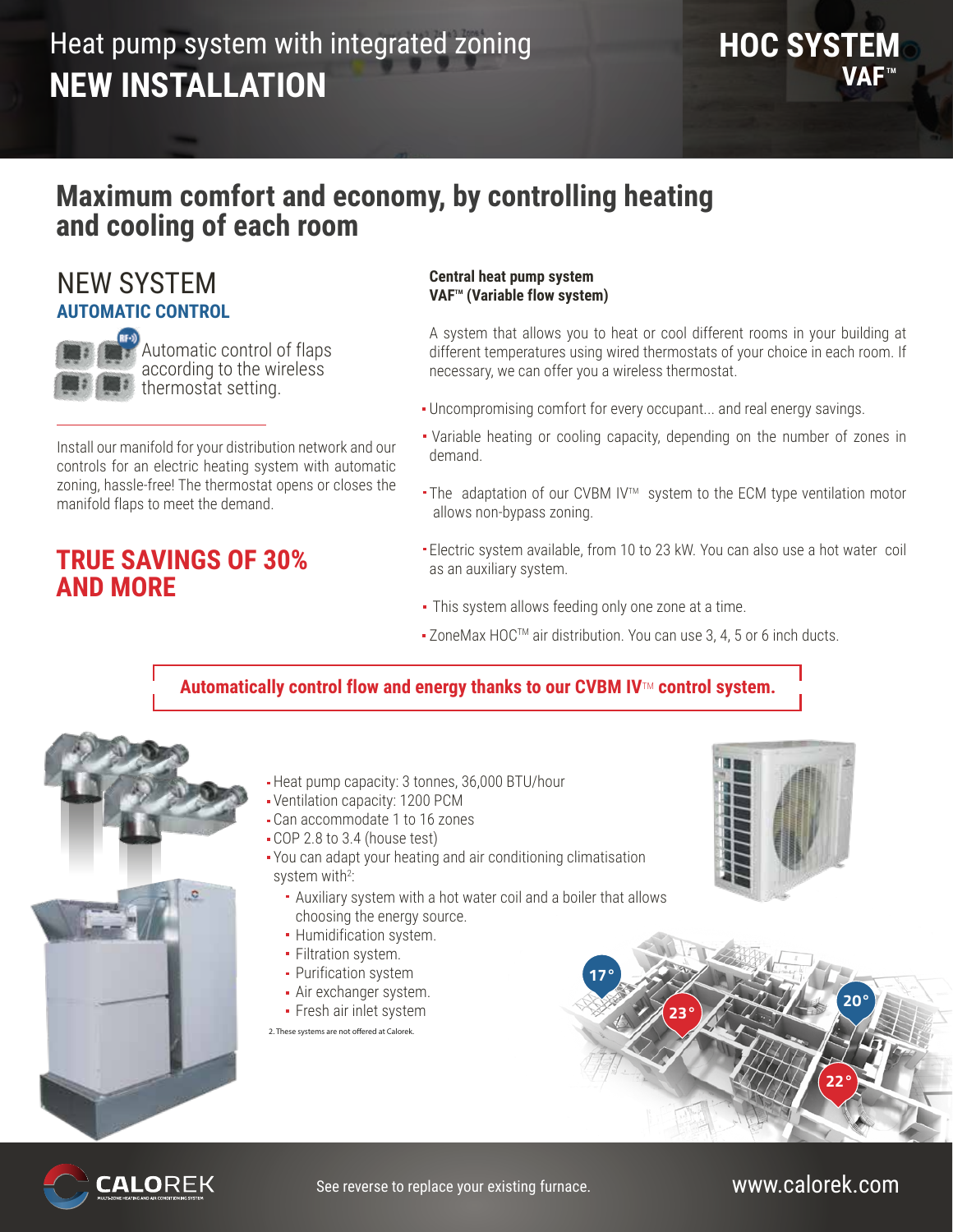# Heat pump system with integrated zoning
# NEW INSTALLATION

**HOC SYSTEM**
**VAF™**

## Maximum comfort and economy, by controlling heating and cooling of each room

### NEW SYSTEM
**AUTOMATIC CONTROL**

Automatic control of flaps according to the wireless thermostat setting.

Install our manifold for your distribution network and our controls for an electric heating system with automatic zoning, hassle-free! The thermostat opens or closes the manifold flaps to meet the demand.

## TRUE SAVINGS OF 30% AND MORE

**Central heat pump system**
**VAF™ (Variable flow system)**

A system that allows you to heat or cool different rooms in your building at different temperatures using wired thermostats of your choice in each room. If necessary, we can offer you a wireless thermostat.

- Uncompromising comfort for every occupant... and real energy savings.
- Variable heating or cooling capacity, depending on the number of zones in demand.
- The adaptation of our CVBM IV™ system to the ECM type ventilation motor allows non-bypass zoning.
- Electric system available, from 10 to 23 kW. You can also use a hot water coil as an auxiliary system.
- This system allows feeding only one zone at a time.
- ZoneMax HOC™ air distribution. You can use 3, 4, 5 or 6 inch ducts.

**Automatically control flow and energy thanks to our CVBM IV™ control system.**

- Heat pump capacity: 3 tonnes, 36,000 BTU/hour
- Ventilation capacity: 1200 PCM
- Can accommodate 1 to 16 zones
- COP 2.8 to 3.4 (house test)
- You can adapt your heating and air conditioning climatisation system with[2]:
  - Auxiliary system with a hot water coil and a boiler that allows choosing the energy source.
  - Humidification system.
  - Filtration system.
  - Purification system
  - Air exchanger system.
  - Fresh air inlet system

2. These systems are not offered at Calorek.

17° 23° 20° 22°

CALOREK
MULTI-ZONE HEATING AND AIR CONDITIONING SYSTEM

See reverse to replace your existing furnace.

www.calorek.com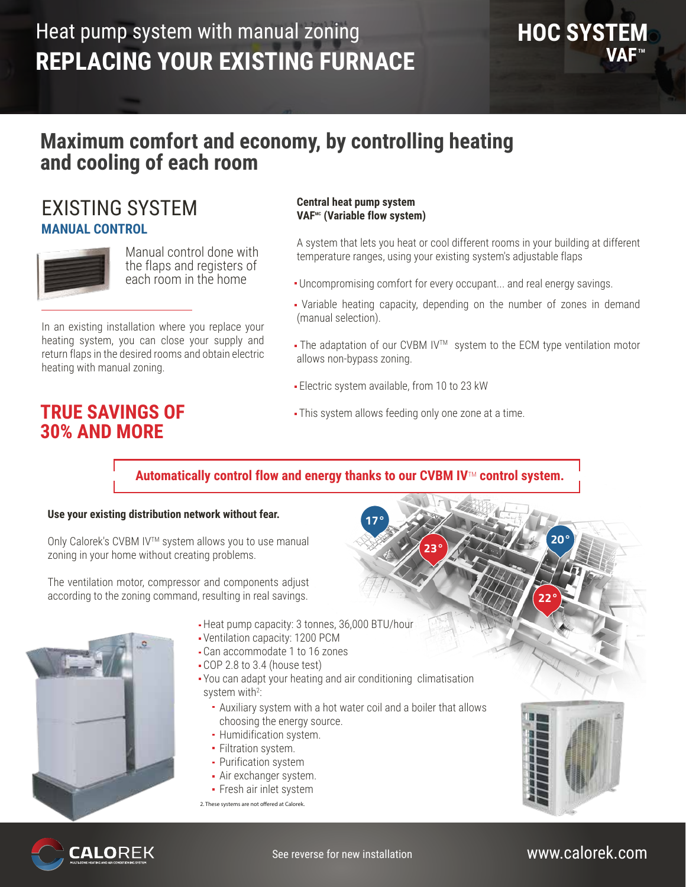# Heat pump system with manual zoning
# REPLACING YOUR EXISTING FURNACE

**HOC SYSTEM VAF™**

## Maximum comfort and economy, by controlling heating and cooling of each room

## EXISTING SYSTEM
### MANUAL CONTROL

Manual control done with the flaps and registers of each room in the home

In an existing installation where you replace your heating system, you can close your supply and return flaps in the desired rooms and obtain electric heating with manual zoning.

## TRUE SAVINGS OF 30% AND MORE

**Central heat pump system**
**VAF™ (Variable flow system)**

A system that lets you heat or cool different rooms in your building at different temperature ranges, using your existing system's adjustable flaps

- Uncompromising comfort for every occupant... and real energy savings.
- Variable heating capacity, depending on the number of zones in demand (manual selection).
- The adaptation of our CVBM IV™ system to the ECM type ventilation motor allows non-bypass zoning.
- Electric system available, from 10 to 23 kW
- This system allows feeding only one zone at a time.

**Automatically control flow and energy thanks to our CVBM IV™ control system.**

**Use your existing distribution network without fear.**

Only Calorek's CVBM IV™ system allows you to use manual zoning in your home without creating problems.

The ventilation motor, compressor and components adjust according to the zoning command, resulting in real savings.

17°
23°
20°
22°

- Heat pump capacity: 3 tonnes, 36,000 BTU/hour
- Ventilation capacity: 1200 PCM
- Can accommodate 1 to 16 zones
- COP 2.8 to 3.4 (house test)
- You can adapt your heating and air conditioning climatisation system with[2]:
  - Auxiliary system with a hot water coil and a boiler that allows choosing the energy source.
  - Humidification system.
  - Filtration system.
  - Purification system
  - Air exchanger system.
  - Fresh air inlet system

2. These systems are not offered at Calorek.

CALOREK

See reverse for new installation

www.calorek.com